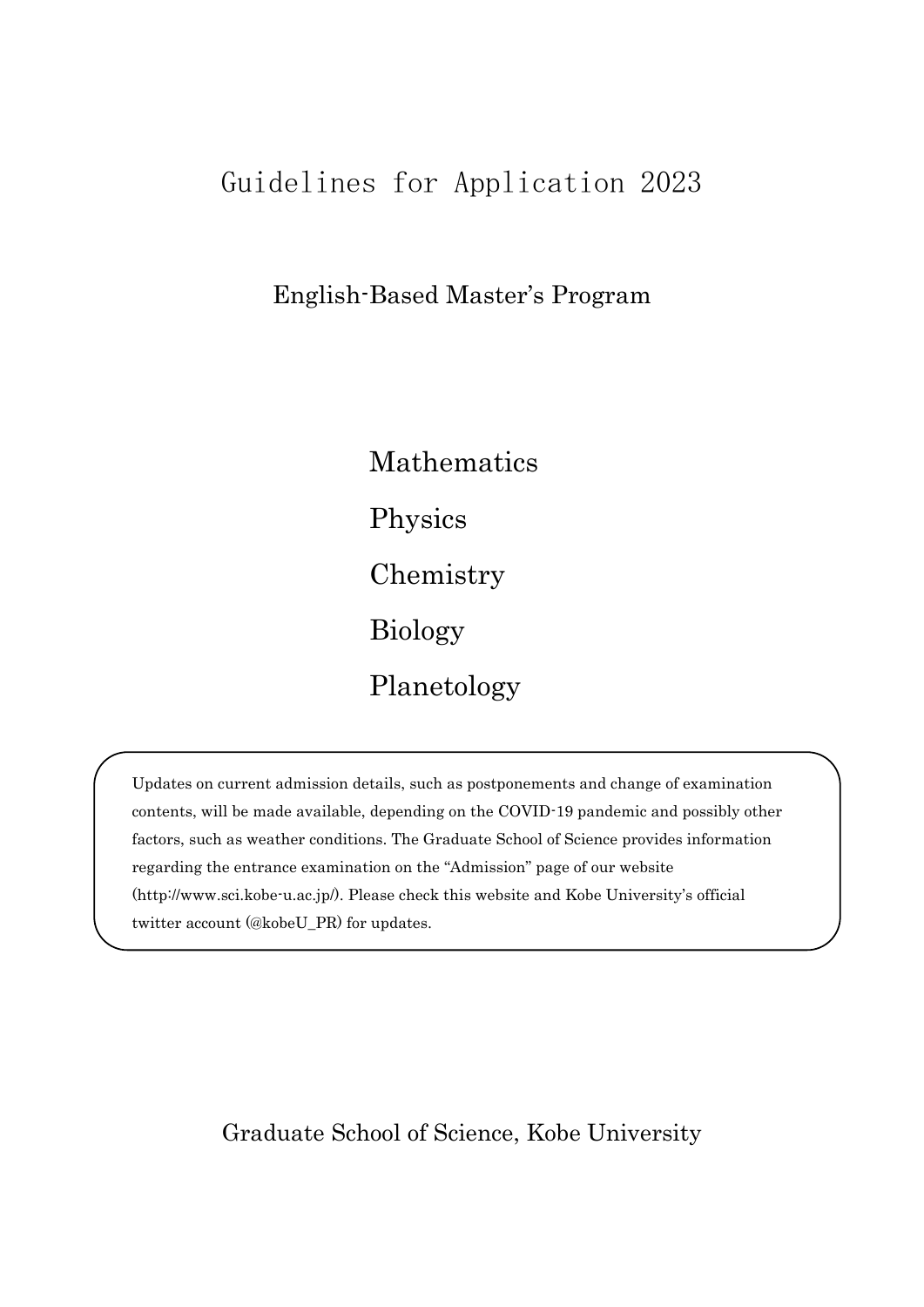# Guidelines for Application 2023

## English-Based Master's Program

Mathematics

Physics

Chemistry

Biology

Planetology

> Updates on current admission details, such as postponements and change of examination contents, will be made available, depending on the COVID-19 pandemic and possibly other factors, such as weather conditions. The Graduate School of Science provides information regarding the entrance examination on the "Admission" page of our website (http://www.sci.kobe-u.ac.jp/). Please check this website and Kobe University's official twitter account (@kobeU_PR) for updates.

Graduate School of Science, Kobe University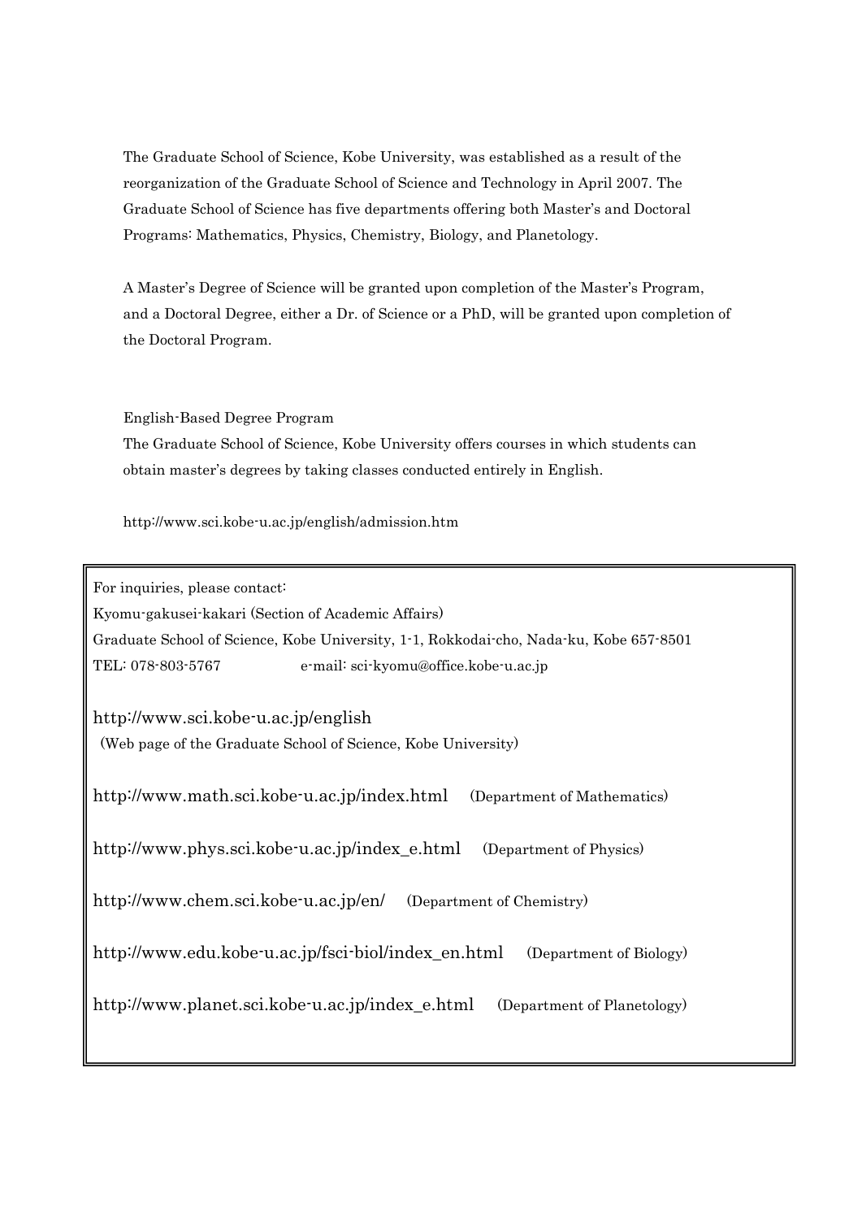The Graduate School of Science, Kobe University, was established as a result of the reorganization of the Graduate School of Science and Technology in April 2007. The Graduate School of Science has five departments offering both Master's and Doctoral Programs: Mathematics, Physics, Chemistry, Biology, and Planetology.

A Master's Degree of Science will be granted upon completion of the Master's Program, and a Doctoral Degree, either a Dr. of Science or a PhD, will be granted upon completion of the Doctoral Program.

English-Based Degree Program

The Graduate School of Science, Kobe University offers courses in which students can obtain master's degrees by taking classes conducted entirely in English.

http://www.sci.kobe-u.ac.jp/english/admission.htm

For inquiries, please contact:

Kyomu-gakusei-kakari (Section of Academic Affairs)

Graduate School of Science, Kobe University, 1-1, Rokkodai-cho, Nada-ku, Kobe 657-8501

TEL: 078-803-5767 e-mail: sci-kyomu@office.kobe-u.ac.jp

http://www.sci.kobe-u.ac.jp/english

(Web page of the Graduate School of Science, Kobe University)

http://www.math.sci.kobe-u.ac.jp/index.html (Department of Mathematics)

http://www.phys.sci.kobe-u.ac.jp/index_e.html (Department of Physics)

http://www.chem.sci.kobe-u.ac.jp/en/ (Department of Chemistry)

http://www.edu.kobe-u.ac.jp/fsci-biol/index_en.html (Department of Biology)

http://www.planet.sci.kobe-u.ac.jp/index_e.html (Department of Planetology)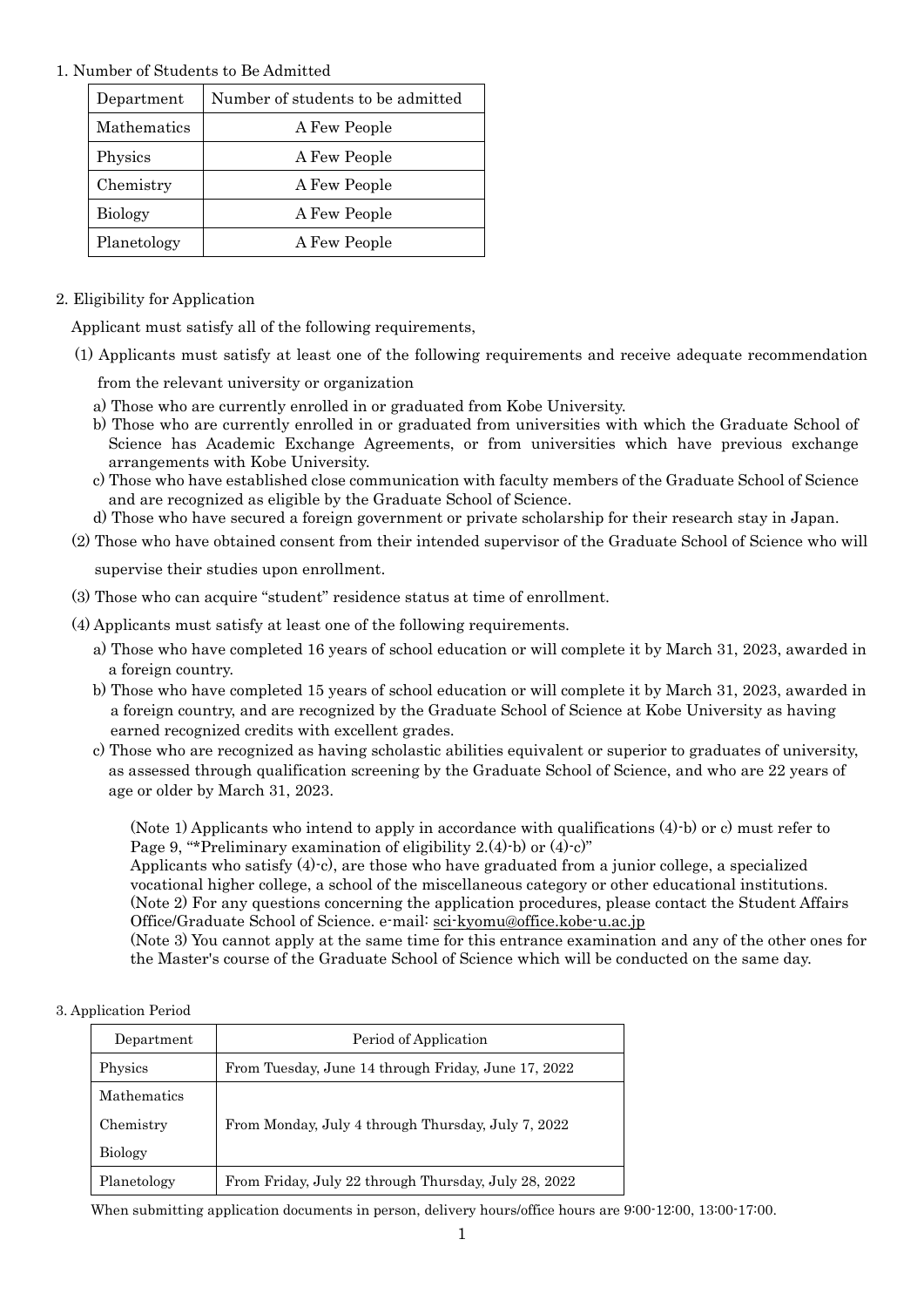1. Number of Students to Be Admitted

| Department | Number of students to be admitted |
|---|---|
| Mathematics | A Few People |
| Physics | A Few People |
| Chemistry | A Few People |
| Biology | A Few People |
| Planetology | A Few People |

2. Eligibility for Application

Applicant must satisfy all of the following requirements,

(1) Applicants must satisfy at least one of the following requirements and receive adequate recommendation from the relevant university or organization

a) Those who are currently enrolled in or graduated from Kobe University.
b) Those who are currently enrolled in or graduated from universities with which the Graduate School of Science has Academic Exchange Agreements, or from universities which have previous exchange arrangements with Kobe University.
c) Those who have established close communication with faculty members of the Graduate School of Science and are recognized as eligible by the Graduate School of Science.
d) Those who have secured a foreign government or private scholarship for their research stay in Japan.

(2) Those who have obtained consent from their intended supervisor of the Graduate School of Science who will supervise their studies upon enrollment.

(3) Those who can acquire "student" residence status at time of enrollment.

(4) Applicants must satisfy at least one of the following requirements.

a) Those who have completed 16 years of school education or will complete it by March 31, 2023, awarded in a foreign country.
b) Those who have completed 15 years of school education or will complete it by March 31, 2023, awarded in a foreign country, and are recognized by the Graduate School of Science at Kobe University as having earned recognized credits with excellent grades.
c) Those who are recognized as having scholastic abilities equivalent or superior to graduates of university, as assessed through qualification screening by the Graduate School of Science, and who are 22 years of age or older by March 31, 2023.

(Note 1) Applicants who intend to apply in accordance with qualifications (4)-b) or c) must refer to Page 9, "*Preliminary examination of eligibility 2.(4)-b) or (4)-c)"
Applicants who satisfy (4)-c), are those who have graduated from a junior college, a specialized vocational higher college, a school of the miscellaneous category or other educational institutions.
(Note 2) For any questions concerning the application procedures, please contact the Student Affairs Office/Graduate School of Science. e-mail: sci-kyomu@office.kobe-u.ac.jp
(Note 3) You cannot apply at the same time for this entrance examination and any of the other ones for the Master's course of the Graduate School of Science which will be conducted on the same day.

3. Application Period

| Department | Period of Application |
|---|---|
| Physics | From Tuesday, June 14 through Friday, June 17, 2022 |
| Mathematics<br>Chemistry<br>Biology | From Monday, July 4 through Thursday, July 7, 2022 |
| Planetology | From Friday, July 22 through Thursday, July 28, 2022 |

When submitting application documents in person, delivery hours/office hours are 9:00-12:00, 13:00-17:00.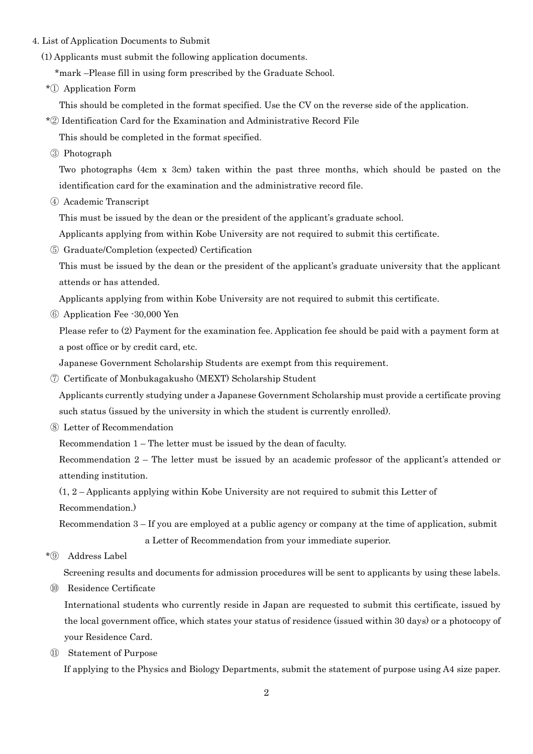4. List of Application Documents to Submit

(1) Applicants must submit the following application documents.

*mark –Please fill in using form prescribed by the Graduate School.

*① Application Form

This should be completed in the format specified. Use the CV on the reverse side of the application.

*② Identification Card for the Examination and Administrative Record File

This should be completed in the format specified.

③ Photograph

Two photographs (4cm x 3cm) taken within the past three months, which should be pasted on the identification card for the examination and the administrative record file.

④ Academic Transcript

This must be issued by the dean or the president of the applicant's graduate school.

Applicants applying from within Kobe University are not required to submit this certificate.

⑤ Graduate/Completion (expected) Certification

This must be issued by the dean or the president of the applicant's graduate university that the applicant attends or has attended.

Applicants applying from within Kobe University are not required to submit this certificate.

⑥ Application Fee -30,000 Yen

Please refer to (2) Payment for the examination fee. Application fee should be paid with a payment form at a post office or by credit card, etc.

Japanese Government Scholarship Students are exempt from this requirement.

⑦ Certificate of Monbukagakusho (MEXT) Scholarship Student

Applicants currently studying under a Japanese Government Scholarship must provide a certificate proving such status (issued by the university in which the student is currently enrolled).

⑧ Letter of Recommendation

Recommendation 1 – The letter must be issued by the dean of faculty.

Recommendation 2 – The letter must be issued by an academic professor of the applicant's attended or attending institution.

(1, 2 – Applicants applying within Kobe University are not required to submit this Letter of Recommendation.)

Recommendation 3 – If you are employed at a public agency or company at the time of application, submit a Letter of Recommendation from your immediate superior.

*⑨ Address Label

Screening results and documents for admission procedures will be sent to applicants by using these labels.

⑩ Residence Certificate

International students who currently reside in Japan are requested to submit this certificate, issued by the local government office, which states your status of residence (issued within 30 days) or a photocopy of your Residence Card.

⑪ Statement of Purpose

If applying to the Physics and Biology Departments, submit the statement of purpose using A4 size paper.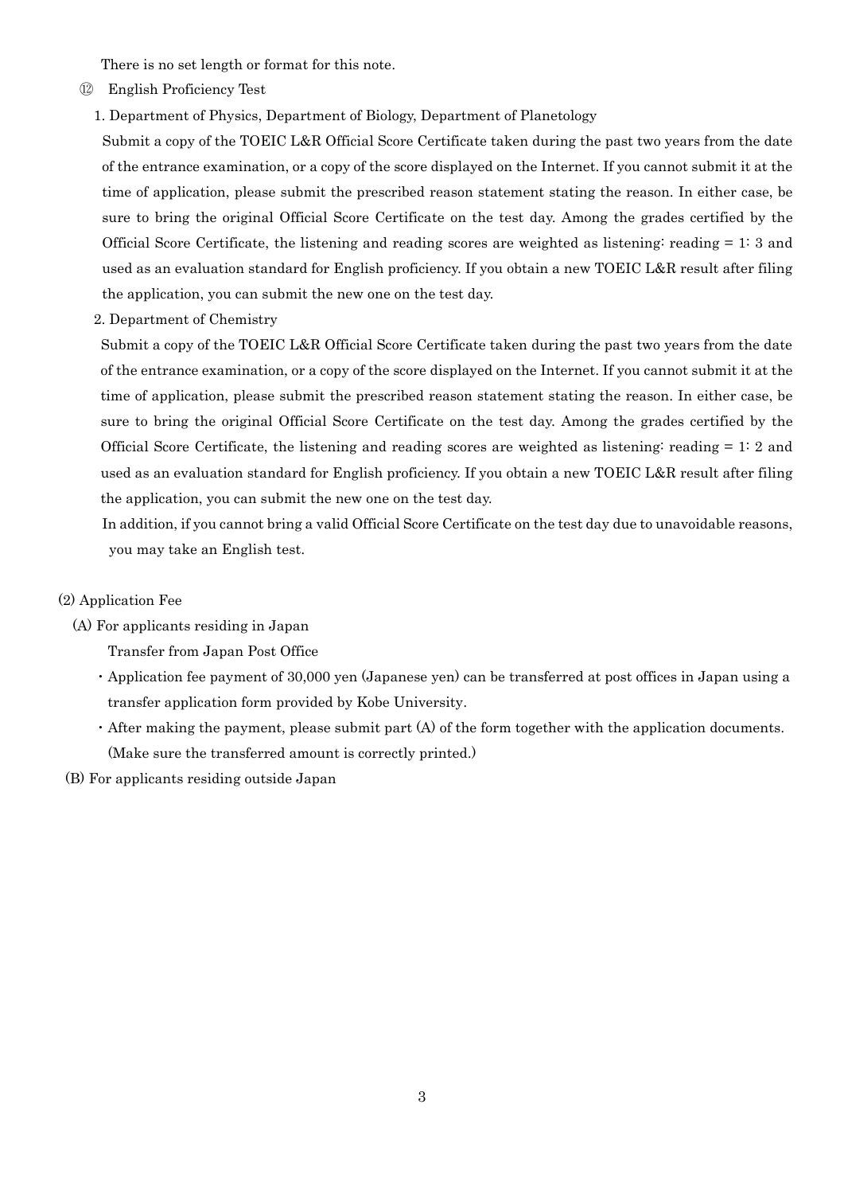There is no set length or format for this note.

⑫ English Proficiency Test

1. Department of Physics, Department of Biology, Department of Planetology

Submit a copy of the TOEIC L&R Official Score Certificate taken during the past two years from the date of the entrance examination, or a copy of the score displayed on the Internet. If you cannot submit it at the time of application, please submit the prescribed reason statement stating the reason. In either case, be sure to bring the original Official Score Certificate on the test day. Among the grades certified by the Official Score Certificate, the listening and reading scores are weighted as listening: reading = 1: 3 and used as an evaluation standard for English proficiency. If you obtain a new TOEIC L&R result after filing the application, you can submit the new one on the test day.

2. Department of Chemistry

Submit a copy of the TOEIC L&R Official Score Certificate taken during the past two years from the date of the entrance examination, or a copy of the score displayed on the Internet. If you cannot submit it at the time of application, please submit the prescribed reason statement stating the reason. In either case, be sure to bring the original Official Score Certificate on the test day. Among the grades certified by the Official Score Certificate, the listening and reading scores are weighted as listening: reading = 1: 2 and used as an evaluation standard for English proficiency. If you obtain a new TOEIC L&R result after filing the application, you can submit the new one on the test day.

In addition, if you cannot bring a valid Official Score Certificate on the test day due to unavoidable reasons, you may take an English test.

(2) Application Fee

(A) For applicants residing in Japan

Transfer from Japan Post Office

- Application fee payment of 30,000 yen (Japanese yen) can be transferred at post offices in Japan using a transfer application form provided by Kobe University.
- After making the payment, please submit part (A) of the form together with the application documents. (Make sure the transferred amount is correctly printed.)

(B) For applicants residing outside Japan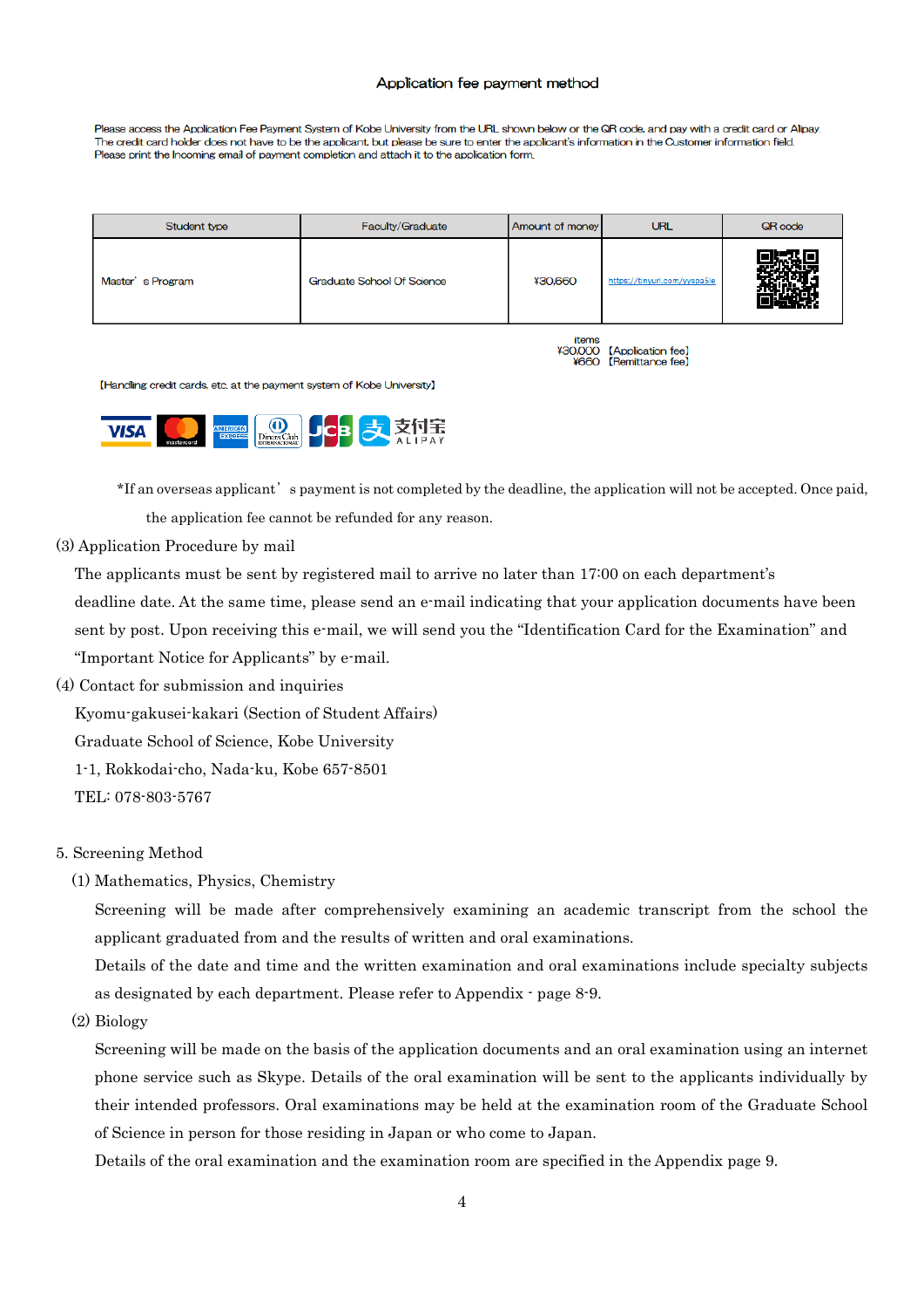## Application fee payment method

Please access the Application Fee Payment System of Kobe University from the URL shown below or the QR code, and pay with a credit card or Alipay.
The credit card holder does not have to be the applicant, but please be sure to enter the applicant's information in the Customer information field.
Please print the Incoming email of payment completion and attach it to the application form.

| Student type | Faculty/Graduate | Amount of money | URL | QR code |
|---|---|---|---|---|
| Master's Program | Graduate School Of Science | ¥30,660 | https://tinyurl.com/yyspa5le | |

items
¥30,000 【Application fee】
¥660 【Remittance fee】

【Handling credit cards, etc. at the payment system of Kobe University】

VISA, Mastercard, American Express, Diners Club International, JCB, 支付宝 ALIPAY

*If an overseas applicant's payment is not completed by the deadline, the application will not be accepted. Once paid, the application fee cannot be refunded for any reason.

(3) Application Procedure by mail

The applicants must be sent by registered mail to arrive no later than 17:00 on each department's deadline date. At the same time, please send an e-mail indicating that your application documents have been sent by post. Upon receiving this e-mail, we will send you the "Identification Card for the Examination" and "Important Notice for Applicants" by e-mail.

(4) Contact for submission and inquiries

Kyomu-gakusei-kakari (Section of Student Affairs)
Graduate School of Science, Kobe University
1-1, Rokkodai-cho, Nada-ku, Kobe 657-8501
TEL: 078-803-5767

5. Screening Method

(1) Mathematics, Physics, Chemistry

Screening will be made after comprehensively examining an academic transcript from the school the applicant graduated from and the results of written and oral examinations.

Details of the date and time and the written examination and oral examinations include specialty subjects as designated by each department. Please refer to Appendix - page 8-9.

(2) Biology

Screening will be made on the basis of the application documents and an oral examination using an internet phone service such as Skype. Details of the oral examination will be sent to the applicants individually by their intended professors. Oral examinations may be held at the examination room of the Graduate School of Science in person for those residing in Japan or who come to Japan.

Details of the oral examination and the examination room are specified in the Appendix page 9.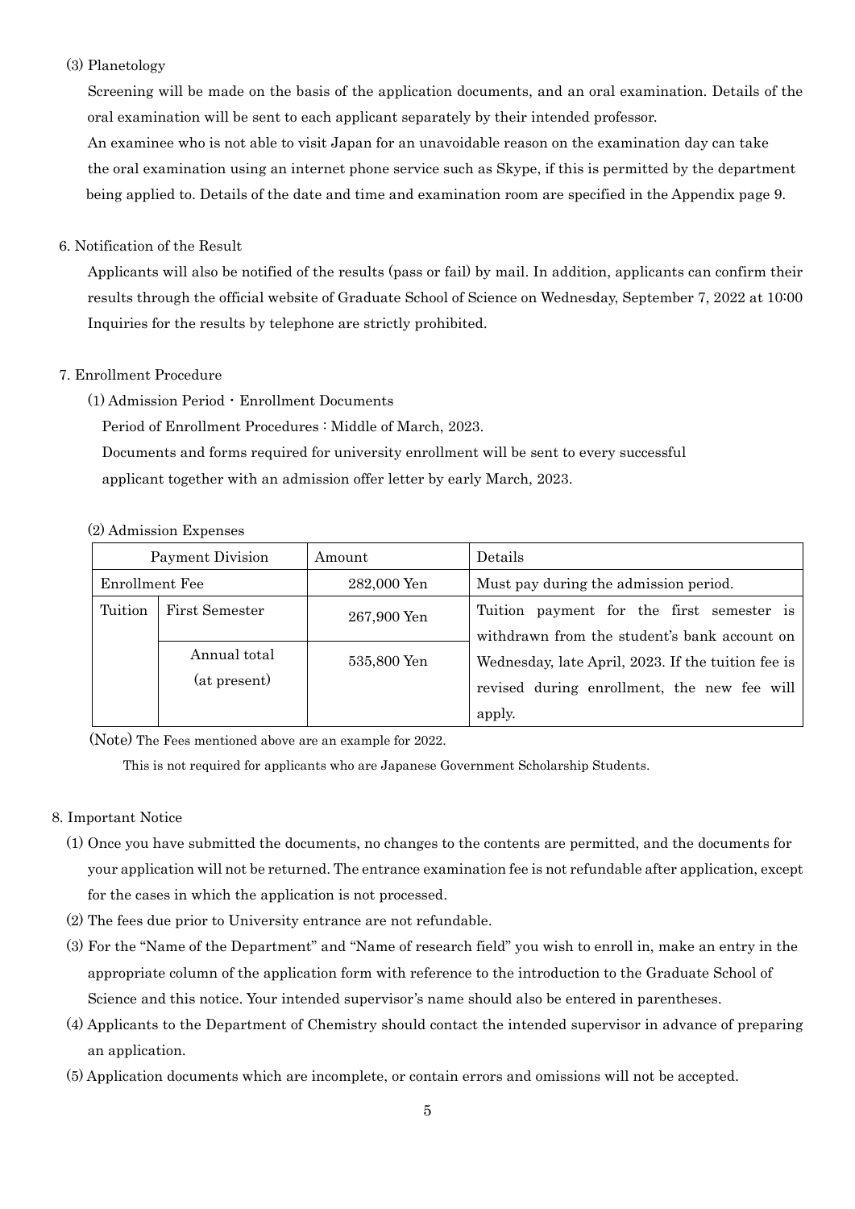(3) Planetology

Screening will be made on the basis of the application documents, and an oral examination. Details of the oral examination will be sent to each applicant separately by their intended professor.

An examinee who is not able to visit Japan for an unavoidable reason on the examination day can take the oral examination using an internet phone service such as Skype, if this is permitted by the department being applied to. Details of the date and time and examination room are specified in the Appendix page 9.

## 6. Notification of the Result

Applicants will also be notified of the results (pass or fail) by mail. In addition, applicants can confirm their results through the official website of Graduate School of Science on Wednesday, September 7, 2022 at 10:00 Inquiries for the results by telephone are strictly prohibited.

## 7. Enrollment Procedure

(1) Admission Period・Enrollment Documents

Period of Enrollment Procedures : Middle of March, 2023.

Documents and forms required for university enrollment will be sent to every successful applicant together with an admission offer letter by early March, 2023.

(2) Admission Expenses

| Payment Division | | Amount | Details |
|---|---|---|---|
| Enrollment Fee | | 282,000 Yen | Must pay during the admission period. |
| Tuition | First Semester | 267,900 Yen | Tuition payment for the first semester is withdrawn from the student's bank account on Wednesday, late April, 2023. If the tuition fee is revised during enrollment, the new fee will apply. |
| | Annual total (at present) | 535,800 Yen | |

(Note) The Fees mentioned above are an example for 2022.

This is not required for applicants who are Japanese Government Scholarship Students.

## 8. Important Notice

(1) Once you have submitted the documents, no changes to the contents are permitted, and the documents for your application will not be returned. The entrance examination fee is not refundable after application, except for the cases in which the application is not processed.

(2) The fees due prior to University entrance are not refundable.

(3) For the "Name of the Department" and "Name of research field" you wish to enroll in, make an entry in the appropriate column of the application form with reference to the introduction to the Graduate School of Science and this notice. Your intended supervisor's name should also be entered in parentheses.

(4) Applicants to the Department of Chemistry should contact the intended supervisor in advance of preparing an application.

(5) Application documents which are incomplete, or contain errors and omissions will not be accepted.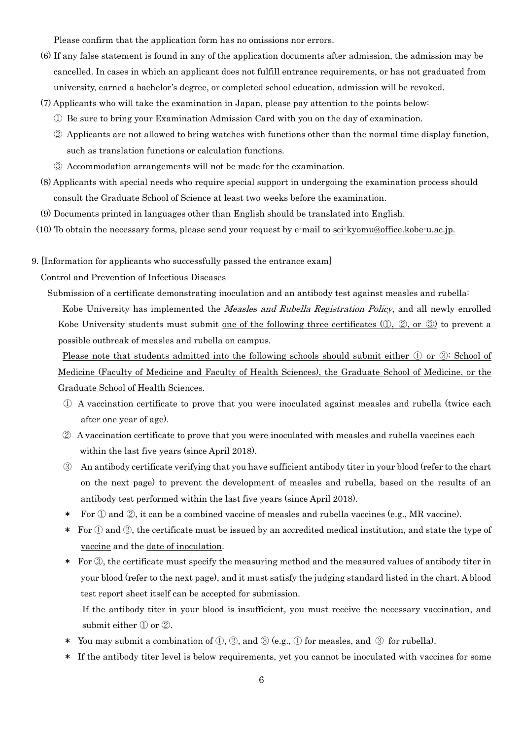Please confirm that the application form has no omissions nor errors.

(6) If any false statement is found in any of the application documents after admission, the admission may be cancelled. In cases in which an applicant does not fulfill entrance requirements, or has not graduated from university, earned a bachelor's degree, or completed school education, admission will be revoked.

(7) Applicants who will take the examination in Japan, please pay attention to the points below:

① Be sure to bring your Examination Admission Card with you on the day of examination.

② Applicants are not allowed to bring watches with functions other than the normal time display function, such as translation functions or calculation functions.

③ Accommodation arrangements will not be made for the examination.

(8) Applicants with special needs who require special support in undergoing the examination process should consult the Graduate School of Science at least two weeks before the examination.

(9) Documents printed in languages other than English should be translated into English.

(10) To obtain the necessary forms, please send your request by e-mail to sci-kyomu@office.kobe-u.ac.jp.

9. [Information for applicants who successfully passed the entrance exam]

Control and Prevention of Infectious Diseases

Submission of a certificate demonstrating inoculation and an antibody test against measles and rubella:

Kobe University has implemented the *Measles and Rubella Registration Policy*, and all newly enrolled Kobe University students must submit one of the following three certificates (①, ②, or ③) to prevent a possible outbreak of measles and rubella on campus.

Please note that students admitted into the following schools should submit either ① or ③: School of Medicine (Faculty of Medicine and Faculty of Health Sciences), the Graduate School of Medicine, or the Graduate School of Health Sciences.

① A vaccination certificate to prove that you were inoculated against measles and rubella (twice each after one year of age).

② A vaccination certificate to prove that you were inoculated with measles and rubella vaccines each within the last five years (since April 2018).

③ An antibody certificate verifying that you have sufficient antibody titer in your blood (refer to the chart on the next page) to prevent the development of measles and rubella, based on the results of an antibody test performed within the last five years (since April 2018).

* For ① and ②, it can be a combined vaccine of measles and rubella vaccines (e.g., MR vaccine).

* For ① and ②, the certificate must be issued by an accredited medical institution, and state the type of vaccine and the date of inoculation.

* For ③, the certificate must specify the measuring method and the measured values of antibody titer in your blood (refer to the next page), and it must satisfy the judging standard listed in the chart. A blood test report sheet itself can be accepted for submission.

  If the antibody titer in your blood is insufficient, you must receive the necessary vaccination, and submit either ① or ②.

* You may submit a combination of ①, ②, and ③ (e.g., ① for measles, and ③ for rubella).

* If the antibody titer level is below requirements, yet you cannot be inoculated with vaccines for some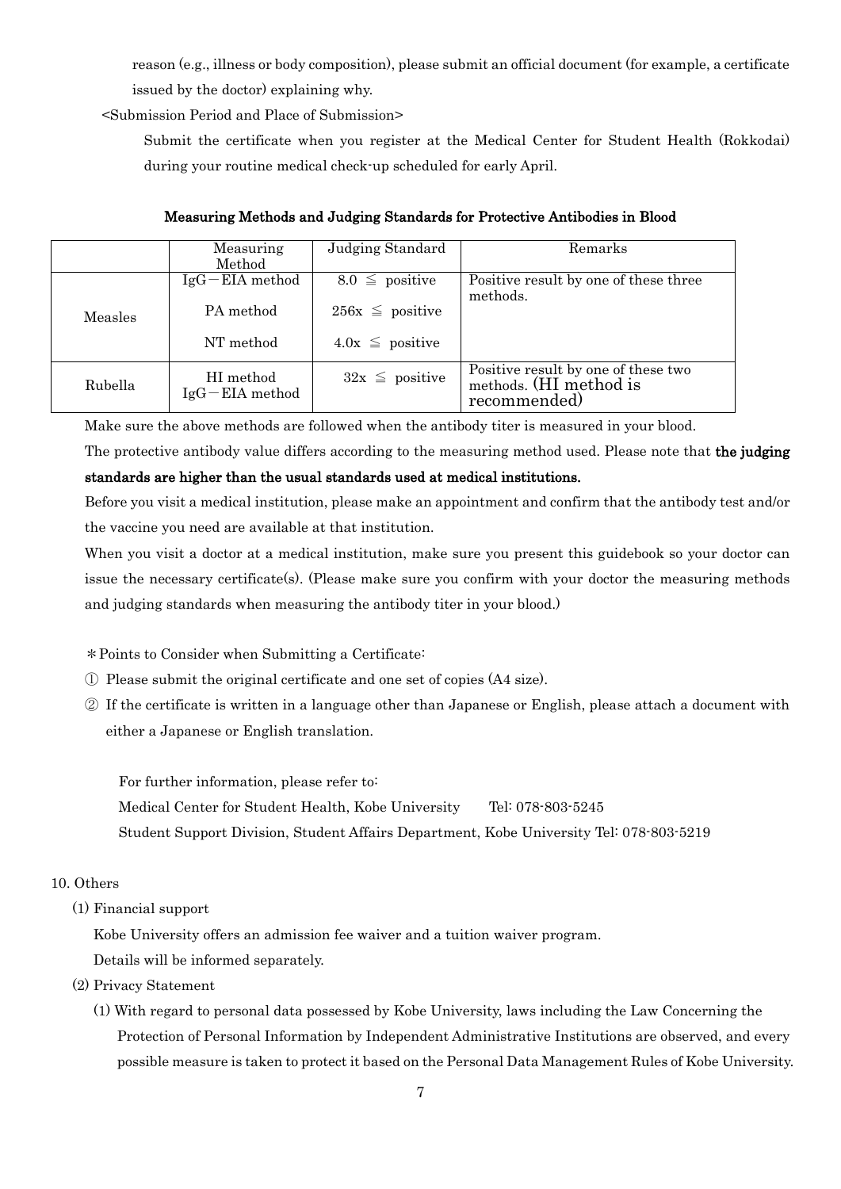reason (e.g., illness or body composition), please submit an official document (for example, a certificate issued by the doctor) explaining why.

<Submission Period and Place of Submission>

Submit the certificate when you register at the Medical Center for Student Health (Rokkodai) during your routine medical check-up scheduled for early April.

**Measuring Methods and Judging Standards for Protective Antibodies in Blood**

| | Measuring Method | Judging Standard | Remarks |
|---|---|---|---|
| Measles | IgG－EIA method | 8.0 ≦ positive | Positive result by one of these three methods. |
| | PA method | 256x ≦ positive | |
| | NT method | 4.0x ≦ positive | |
| Rubella | HI method<br>IgG－EIA method | 32x ≦ positive | Positive result by one of these two methods. (HI method is recommended) |

Make sure the above methods are followed when the antibody titer is measured in your blood.

The protective antibody value differs according to the measuring method used. Please note that **the judging standards are higher than the usual standards used at medical institutions.**

Before you visit a medical institution, please make an appointment and confirm that the antibody test and/or the vaccine you need are available at that institution.

When you visit a doctor at a medical institution, make sure you present this guidebook so your doctor can issue the necessary certificate(s). (Please make sure you confirm with your doctor the measuring methods and judging standards when measuring the antibody titer in your blood.)

＊Points to Consider when Submitting a Certificate:

① Please submit the original certificate and one set of copies (A4 size).

② If the certificate is written in a language other than Japanese or English, please attach a document with either a Japanese or English translation.

For further information, please refer to:
Medical Center for Student Health, Kobe University Tel: 078-803-5245
Student Support Division, Student Affairs Department, Kobe University Tel: 078-803-5219

10. Others

(1) Financial support

Kobe University offers an admission fee waiver and a tuition waiver program.
Details will be informed separately.

(2) Privacy Statement

(1) With regard to personal data possessed by Kobe University, laws including the Law Concerning the Protection of Personal Information by Independent Administrative Institutions are observed, and every possible measure is taken to protect it based on the Personal Data Management Rules of Kobe University.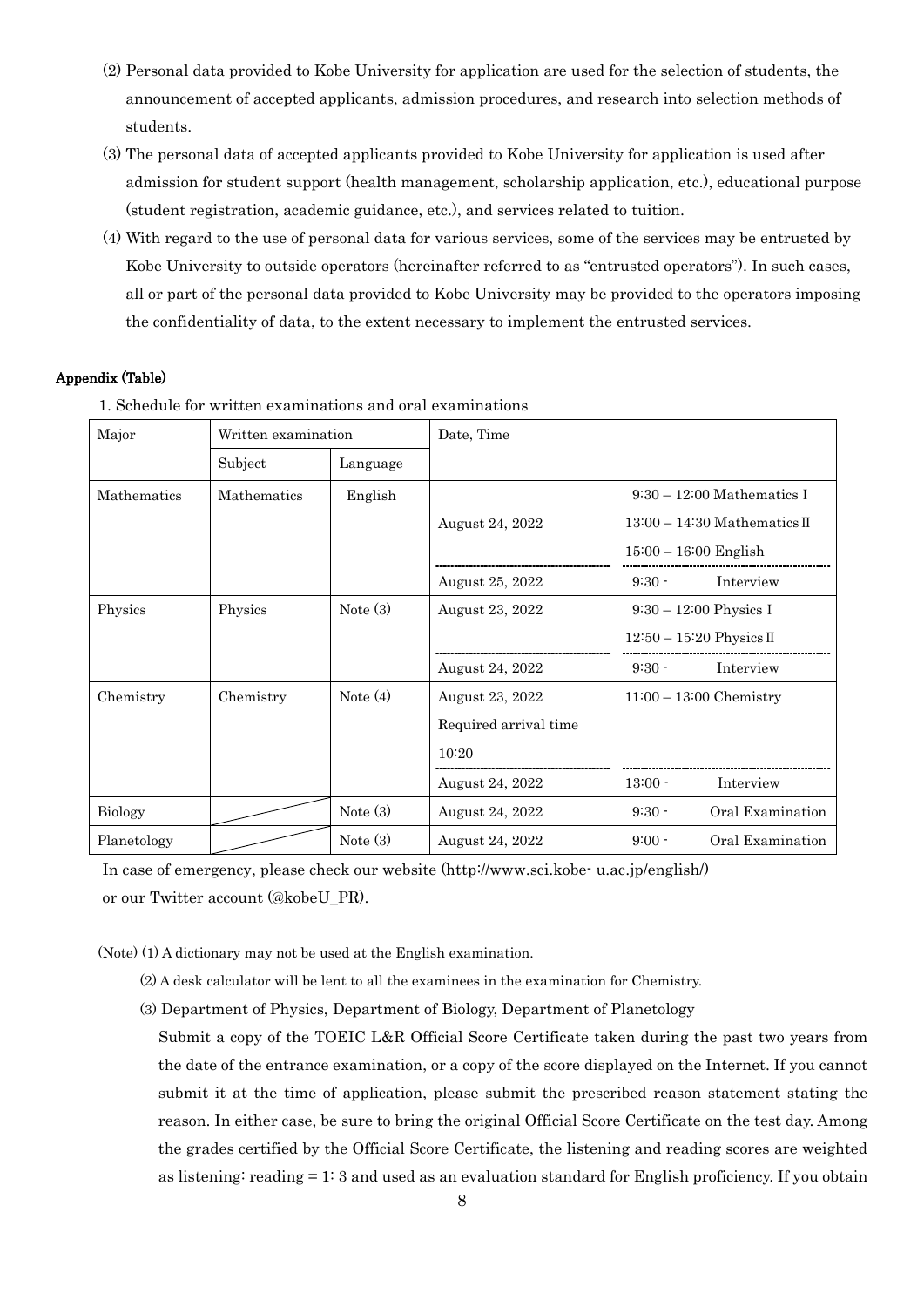(2) Personal data provided to Kobe University for application are used for the selection of students, the announcement of accepted applicants, admission procedures, and research into selection methods of students.

(3) The personal data of accepted applicants provided to Kobe University for application is used after admission for student support (health management, scholarship application, etc.), educational purpose (student registration, academic guidance, etc.), and services related to tuition.

(4) With regard to the use of personal data for various services, some of the services may be entrusted by Kobe University to outside operators (hereinafter referred to as "entrusted operators"). In such cases, all or part of the personal data provided to Kobe University may be provided to the operators imposing the confidentiality of data, to the extent necessary to implement the entrusted services.

**Appendix (Table)**

1. Schedule for written examinations and oral examinations

| Major | Written examination | | Date, Time | |
|---|---|---|---|---|
| | Subject | Language | | |
| Mathematics | Mathematics | English | August 24, 2022 | 9:30 – 12:00 Mathematics I<br>13:00 – 14:30 Mathematics II<br>15:00 – 16:00 English |
| | | | August 25, 2022 | 9:30 - Interview |
| Physics | Physics | Note (3) | August 23, 2022 | 9:30 – 12:00 Physics I<br>12:50 – 15:20 Physics II |
| | | | August 24, 2022 | 9:30 - Interview |
| Chemistry | Chemistry | Note (4) | August 23, 2022<br>Required arrival time<br>10:20 | 11:00 – 13:00 Chemistry |
| | | | August 24, 2022 | 13:00 - Interview |
| Biology | | Note (3) | August 24, 2022 | 9:30 - Oral Examination |
| Planetology | | Note (3) | August 24, 2022 | 9:00 - Oral Examination |

In case of emergency, please check our website (http://www.sci.kobe- u.ac.jp/english/) or our Twitter account (@kobeU_PR).

(Note) (1) A dictionary may not be used at the English examination.

(2) A desk calculator will be lent to all the examinees in the examination for Chemistry.

(3) Department of Physics, Department of Biology, Department of Planetology

Submit a copy of the TOEIC L&R Official Score Certificate taken during the past two years from the date of the entrance examination, or a copy of the score displayed on the Internet. If you cannot submit it at the time of application, please submit the prescribed reason statement stating the reason. In either case, be sure to bring the original Official Score Certificate on the test day. Among the grades certified by the Official Score Certificate, the listening and reading scores are weighted as listening: reading = 1: 3 and used as an evaluation standard for English proficiency. If you obtain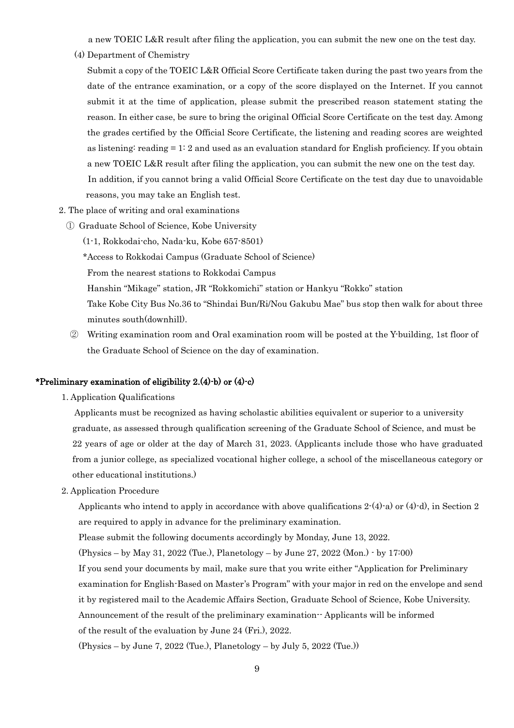a new TOEIC L&R result after filing the application, you can submit the new one on the test day.

(4) Department of Chemistry

Submit a copy of the TOEIC L&R Official Score Certificate taken during the past two years from the date of the entrance examination, or a copy of the score displayed on the Internet. If you cannot submit it at the time of application, please submit the prescribed reason statement stating the reason. In either case, be sure to bring the original Official Score Certificate on the test day. Among the grades certified by the Official Score Certificate, the listening and reading scores are weighted as listening: reading = 1: 2 and used as an evaluation standard for English proficiency. If you obtain a new TOEIC L&R result after filing the application, you can submit the new one on the test day.

In addition, if you cannot bring a valid Official Score Certificate on the test day due to unavoidable reasons, you may take an English test.

2. The place of writing and oral examinations

① Graduate School of Science, Kobe University

(1-1, Rokkodai-cho, Nada-ku, Kobe 657-8501)

*Access to Rokkodai Campus (Graduate School of Science)

From the nearest stations to Rokkodai Campus

Hanshin "Mikage" station, JR "Rokkomichi" station or Hankyu "Rokko" station

Take Kobe City Bus No.36 to "Shindai Bun/Ri/Nou Gakubu Mae" bus stop then walk for about three minutes south(downhill).

② Writing examination room and Oral examination room will be posted at the Y-building, 1st floor of the Graduate School of Science on the day of examination.

**\*Preliminary examination of eligibility 2.(4)-b) or (4)-c)**

1. Application Qualifications

Applicants must be recognized as having scholastic abilities equivalent or superior to a university graduate, as assessed through qualification screening of the Graduate School of Science, and must be 22 years of age or older at the day of March 31, 2023. (Applicants include those who have graduated from a junior college, as specialized vocational higher college, a school of the miscellaneous category or other educational institutions.)

2. Application Procedure

Applicants who intend to apply in accordance with above qualifications 2-(4)-a) or (4)-d), in Section 2 are required to apply in advance for the preliminary examination.

Please submit the following documents accordingly by Monday, June 13, 2022.

(Physics – by May 31, 2022 (Tue.), Planetology – by June 27, 2022 (Mon.) - by 17:00)

If you send your documents by mail, make sure that you write either "Application for Preliminary examination for English-Based on Master's Program" with your major in red on the envelope and send it by registered mail to the Academic Affairs Section, Graduate School of Science, Kobe University.

Announcement of the result of the preliminary examination-- Applicants will be informed of the result of the evaluation by June 24 (Fri.), 2022.

(Physics – by June 7, 2022 (Tue.), Planetology – by July 5, 2022 (Tue.))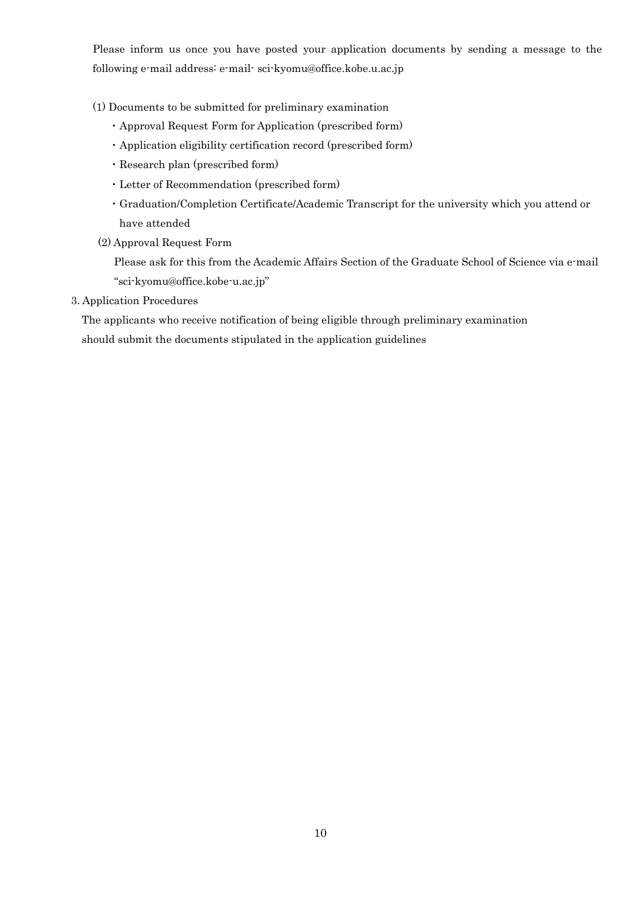Please inform us once you have posted your application documents by sending a message to the following e-mail address: e-mail- sci-kyomu@office.kobe.u.ac.jp

(1) Documents to be submitted for preliminary examination

- Approval Request Form for Application (prescribed form)
- Application eligibility certification record (prescribed form)
- Research plan (prescribed form)
- Letter of Recommendation (prescribed form)
- Graduation/Completion Certificate/Academic Transcript for the university which you attend or have attended

(2) Approval Request Form

Please ask for this from the Academic Affairs Section of the Graduate School of Science via e-mail "sci-kyomu@office.kobe-u.ac.jp"

3. Application Procedures

The applicants who receive notification of being eligible through preliminary examination should submit the documents stipulated in the application guidelines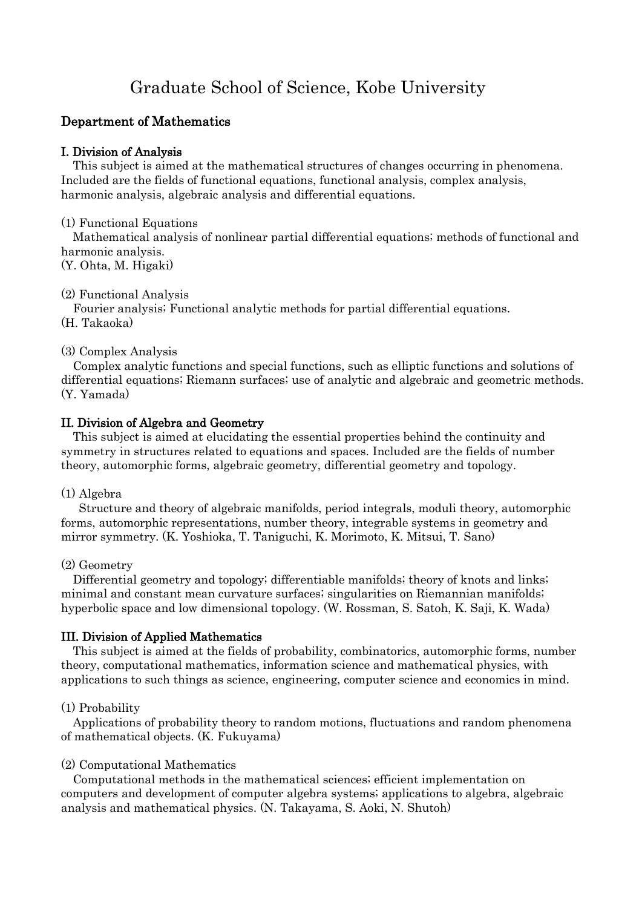# Graduate School of Science, Kobe University

## Department of Mathematics

### I. Division of Analysis

This subject is aimed at the mathematical structures of changes occurring in phenomena. Included are the fields of functional equations, functional analysis, complex analysis, harmonic analysis, algebraic analysis and differential equations.

(1) Functional Equations

Mathematical analysis of nonlinear partial differential equations; methods of functional and harmonic analysis.
(Y. Ohta, M. Higaki)

(2) Functional Analysis

Fourier analysis; Functional analytic methods for partial differential equations.
(H. Takaoka)

(3) Complex Analysis

Complex analytic functions and special functions, such as elliptic functions and solutions of differential equations; Riemann surfaces; use of analytic and algebraic and geometric methods.
(Y. Yamada)

### II. Division of Algebra and Geometry

This subject is aimed at elucidating the essential properties behind the continuity and symmetry in structures related to equations and spaces. Included are the fields of number theory, automorphic forms, algebraic geometry, differential geometry and topology.

(1) Algebra

Structure and theory of algebraic manifolds, period integrals, moduli theory, automorphic forms, automorphic representations, number theory, integrable systems in geometry and mirror symmetry. (K. Yoshioka, T. Taniguchi, K. Morimoto, K. Mitsui, T. Sano)

(2) Geometry

Differential geometry and topology; differentiable manifolds; theory of knots and links; minimal and constant mean curvature surfaces; singularities on Riemannian manifolds; hyperbolic space and low dimensional topology. (W. Rossman, S. Satoh, K. Saji, K. Wada)

### III. Division of Applied Mathematics

This subject is aimed at the fields of probability, combinatorics, automorphic forms, number theory, computational mathematics, information science and mathematical physics, with applications to such things as science, engineering, computer science and economics in mind.

(1) Probability

Applications of probability theory to random motions, fluctuations and random phenomena of mathematical objects. (K. Fukuyama)

(2) Computational Mathematics

Computational methods in the mathematical sciences; efficient implementation on computers and development of computer algebra systems; applications to algebra, algebraic analysis and mathematical physics. (N. Takayama, S. Aoki, N. Shutoh)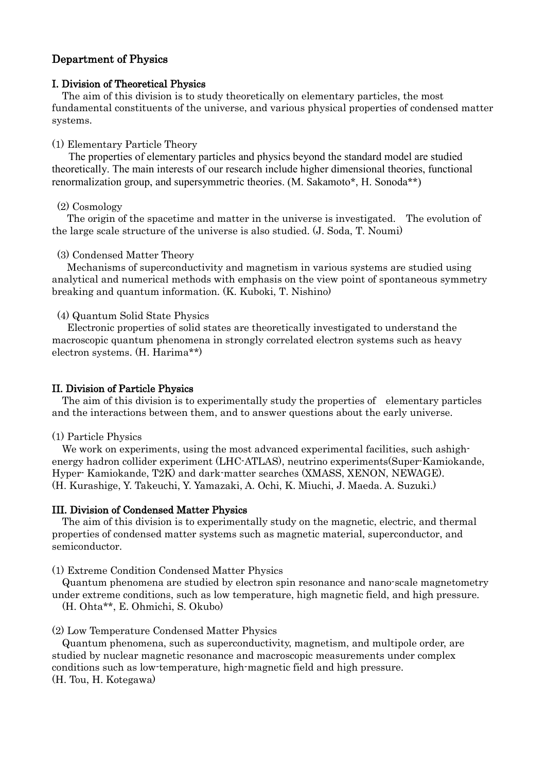## Department of Physics

### I. Division of Theoretical Physics

The aim of this division is to study theoretically on elementary particles, the most fundamental constituents of the universe, and various physical properties of condensed matter systems.

(1) Elementary Particle Theory

The properties of elementary particles and physics beyond the standard model are studied theoretically. The main interests of our research include higher dimensional theories, functional renormalization group, and supersymmetric theories. (M. Sakamoto*, H. Sonoda**)

(2) Cosmology

The origin of the spacetime and matter in the universe is investigated. The evolution of the large scale structure of the universe is also studied. (J. Soda, T. Noumi)

(3) Condensed Matter Theory

Mechanisms of superconductivity and magnetism in various systems are studied using analytical and numerical methods with emphasis on the view point of spontaneous symmetry breaking and quantum information. (K. Kuboki, T. Nishino)

(4) Quantum Solid State Physics

Electronic properties of solid states are theoretically investigated to understand the macroscopic quantum phenomena in strongly correlated electron systems such as heavy electron systems. (H. Harima**)

### II. Division of Particle Physics

The aim of this division is to experimentally study the properties of elementary particles and the interactions between them, and to answer questions about the early universe.

(1) Particle Physics

We work on experiments, using the most advanced experimental facilities, such ashigh-energy hadron collider experiment (LHC-ATLAS), neutrino experiments(Super-Kamiokande, Hyper- Kamiokande, T2K) and dark-matter searches (XMASS, XENON, NEWAGE). (H. Kurashige, Y. Takeuchi, Y. Yamazaki, A. Ochi, K. Miuchi, J. Maeda. A. Suzuki.)

### III. Division of Condensed Matter Physics

The aim of this division is to experimentally study on the magnetic, electric, and thermal properties of condensed matter systems such as magnetic material, superconductor, and semiconductor.

(1) Extreme Condition Condensed Matter Physics

Quantum phenomena are studied by electron spin resonance and nano-scale magnetometry under extreme conditions, such as low temperature, high magnetic field, and high pressure. (H. Ohta**, E. Ohmichi, S. Okubo)

(2) Low Temperature Condensed Matter Physics

Quantum phenomena, such as superconductivity, magnetism, and multipole order, are studied by nuclear magnetic resonance and macroscopic measurements under complex conditions such as low-temperature, high-magnetic field and high pressure. (H. Tou, H. Kotegawa)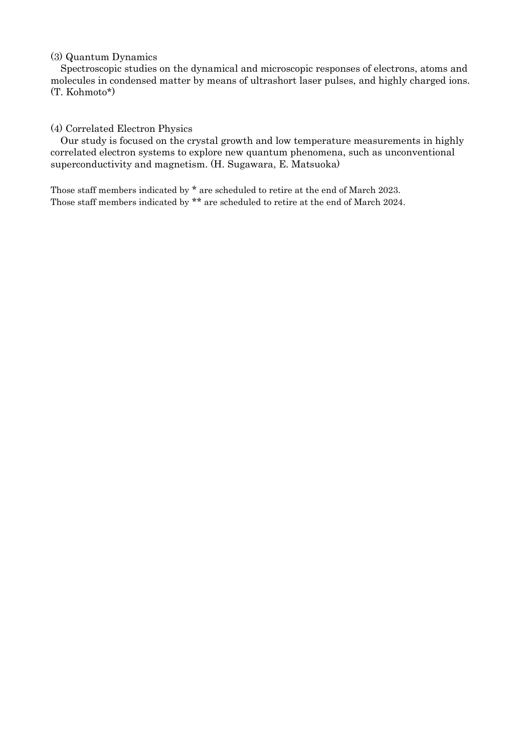(3) Quantum Dynamics

Spectroscopic studies on the dynamical and microscopic responses of electrons, atoms and molecules in condensed matter by means of ultrashort laser pulses, and highly charged ions. (T. Kohmoto*)

(4) Correlated Electron Physics

Our study is focused on the crystal growth and low temperature measurements in highly correlated electron systems to explore new quantum phenomena, such as unconventional superconductivity and magnetism. (H. Sugawara, E. Matsuoka)

Those staff members indicated by * are scheduled to retire at the end of March 2023.
Those staff members indicated by ** are scheduled to retire at the end of March 2024.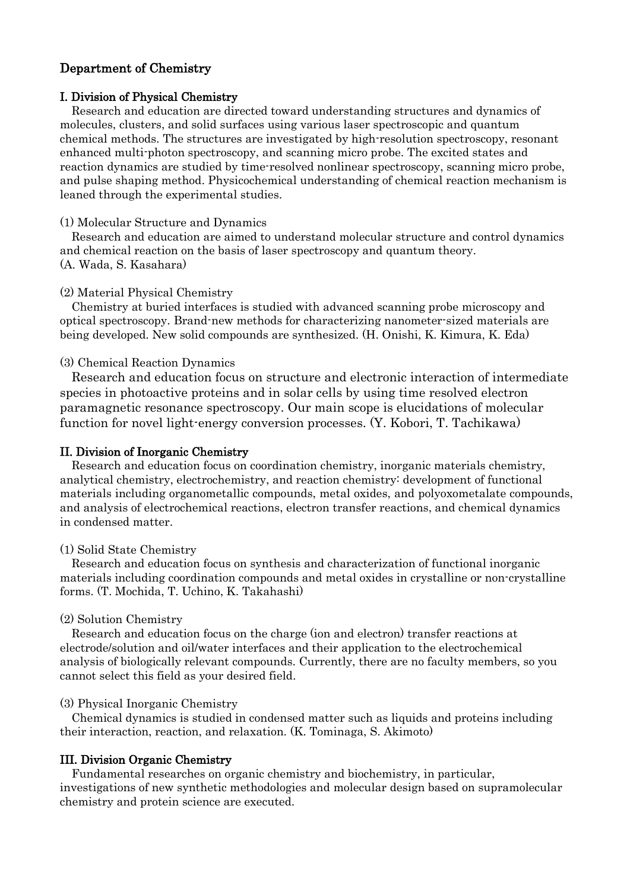## Department of Chemistry

### I. Division of Physical Chemistry

Research and education are directed toward understanding structures and dynamics of molecules, clusters, and solid surfaces using various laser spectroscopic and quantum chemical methods. The structures are investigated by high-resolution spectroscopy, resonant enhanced multi-photon spectroscopy, and scanning micro probe. The excited states and reaction dynamics are studied by time-resolved nonlinear spectroscopy, scanning micro probe, and pulse shaping method. Physicochemical understanding of chemical reaction mechanism is leaned through the experimental studies.

(1) Molecular Structure and Dynamics

Research and education are aimed to understand molecular structure and control dynamics and chemical reaction on the basis of laser spectroscopy and quantum theory.
(A. Wada, S. Kasahara)

(2) Material Physical Chemistry

Chemistry at buried interfaces is studied with advanced scanning probe microscopy and optical spectroscopy. Brand-new methods for characterizing nanometer-sized materials are being developed. New solid compounds are synthesized. (H. Onishi, K. Kimura, K. Eda)

(3) Chemical Reaction Dynamics

Research and education focus on structure and electronic interaction of intermediate species in photoactive proteins and in solar cells by using time resolved electron paramagnetic resonance spectroscopy. Our main scope is elucidations of molecular function for novel light-energy conversion processes. (Y. Kobori, T. Tachikawa)

### II. Division of Inorganic Chemistry

Research and education focus on coordination chemistry, inorganic materials chemistry, analytical chemistry, electrochemistry, and reaction chemistry: development of functional materials including organometallic compounds, metal oxides, and polyoxometalate compounds, and analysis of electrochemical reactions, electron transfer reactions, and chemical dynamics in condensed matter.

(1) Solid State Chemistry

Research and education focus on synthesis and characterization of functional inorganic materials including coordination compounds and metal oxides in crystalline or non-crystalline forms. (T. Mochida, T. Uchino, K. Takahashi)

(2) Solution Chemistry

Research and education focus on the charge (ion and electron) transfer reactions at electrode/solution and oil/water interfaces and their application to the electrochemical analysis of biologically relevant compounds. Currently, there are no faculty members, so you cannot select this field as your desired field.

(3) Physical Inorganic Chemistry

Chemical dynamics is studied in condensed matter such as liquids and proteins including their interaction, reaction, and relaxation. (K. Tominaga, S. Akimoto)

### III. Division Organic Chemistry

Fundamental researches on organic chemistry and biochemistry, in particular, investigations of new synthetic methodologies and molecular design based on supramolecular chemistry and protein science are executed.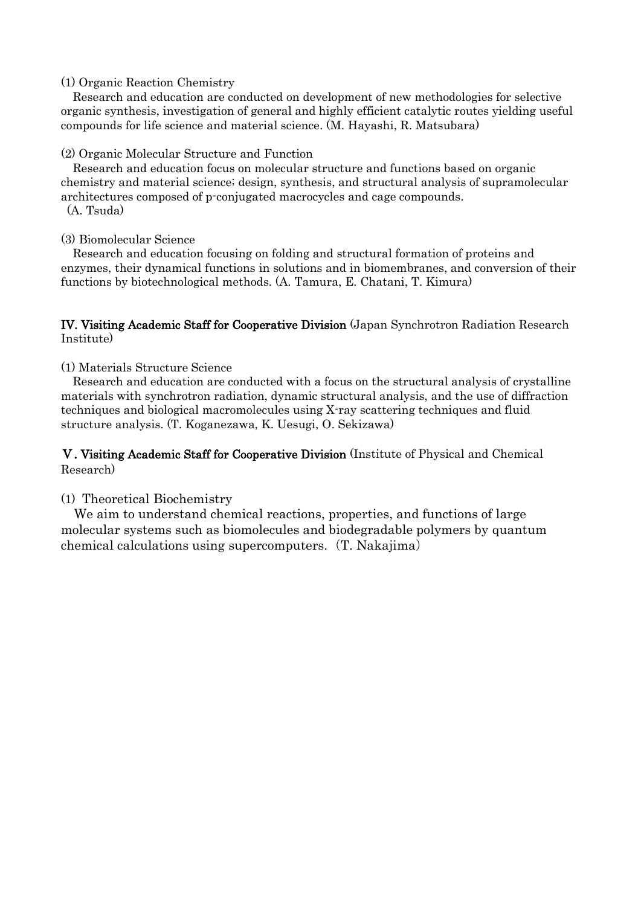(1) Organic Reaction Chemistry

Research and education are conducted on development of new methodologies for selective organic synthesis, investigation of general and highly efficient catalytic routes yielding useful compounds for life science and material science. (M. Hayashi, R. Matsubara)

(2) Organic Molecular Structure and Function

Research and education focus on molecular structure and functions based on organic chemistry and material science; design, synthesis, and structural analysis of supramolecular architectures composed of p-conjugated macrocycles and cage compounds.
(A. Tsuda)

(3) Biomolecular Science

Research and education focusing on folding and structural formation of proteins and enzymes, their dynamical functions in solutions and in biomembranes, and conversion of their functions by biotechnological methods. (A. Tamura, E. Chatani, T. Kimura)

## IV. Visiting Academic Staff for Cooperative Division (Japan Synchrotron Radiation Research Institute)

(1) Materials Structure Science

Research and education are conducted with a focus on the structural analysis of crystalline materials with synchrotron radiation, dynamic structural analysis, and the use of diffraction techniques and biological macromolecules using X-ray scattering techniques and fluid structure analysis. (T. Koganezawa, K. Uesugi, O. Sekizawa)

## Ⅴ. Visiting Academic Staff for Cooperative Division (Institute of Physical and Chemical Research)

(1) Theoretical Biochemistry

We aim to understand chemical reactions, properties, and functions of large molecular systems such as biomolecules and biodegradable polymers by quantum chemical calculations using supercomputers. (T. Nakajima)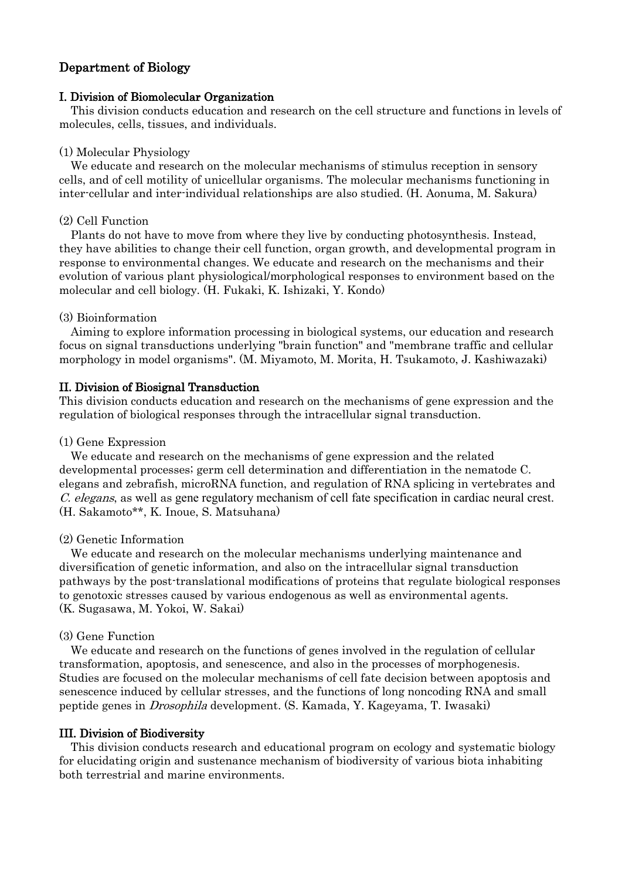## Department of Biology

### I. Division of Biomolecular Organization

This division conducts education and research on the cell structure and functions in levels of molecules, cells, tissues, and individuals.

(1) Molecular Physiology

We educate and research on the molecular mechanisms of stimulus reception in sensory cells, and of cell motility of unicellular organisms. The molecular mechanisms functioning in inter-cellular and inter-individual relationships are also studied. (H. Aonuma, M. Sakura)

(2) Cell Function

Plants do not have to move from where they live by conducting photosynthesis. Instead, they have abilities to change their cell function, organ growth, and developmental program in response to environmental changes. We educate and research on the mechanisms and their evolution of various plant physiological/morphological responses to environment based on the molecular and cell biology. (H. Fukaki, K. Ishizaki, Y. Kondo)

(3) Bioinformation

Aiming to explore information processing in biological systems, our education and research focus on signal transductions underlying "brain function" and "membrane traffic and cellular morphology in model organisms". (M. Miyamoto, M. Morita, H. Tsukamoto, J. Kashiwazaki)

### II. Division of Biosignal Transduction

This division conducts education and research on the mechanisms of gene expression and the regulation of biological responses through the intracellular signal transduction.

(1) Gene Expression

We educate and research on the mechanisms of gene expression and the related developmental processes; germ cell determination and differentiation in the nematode C. elegans and zebrafish, microRNA function, and regulation of RNA splicing in vertebrates and *C. elegans*, as well as gene regulatory mechanism of cell fate specification in cardiac neural crest. (H. Sakamoto**, K. Inoue, S. Matsuhana)

(2) Genetic Information

We educate and research on the molecular mechanisms underlying maintenance and diversification of genetic information, and also on the intracellular signal transduction pathways by the post-translational modifications of proteins that regulate biological responses to genotoxic stresses caused by various endogenous as well as environmental agents. (K. Sugasawa, M. Yokoi, W. Sakai)

(3) Gene Function

We educate and research on the functions of genes involved in the regulation of cellular transformation, apoptosis, and senescence, and also in the processes of morphogenesis. Studies are focused on the molecular mechanisms of cell fate decision between apoptosis and senescence induced by cellular stresses, and the functions of long noncoding RNA and small peptide genes in *Drosophila* development. (S. Kamada, Y. Kageyama, T. Iwasaki)

### III. Division of Biodiversity

This division conducts research and educational program on ecology and systematic biology for elucidating origin and sustenance mechanism of biodiversity of various biota inhabiting both terrestrial and marine environments.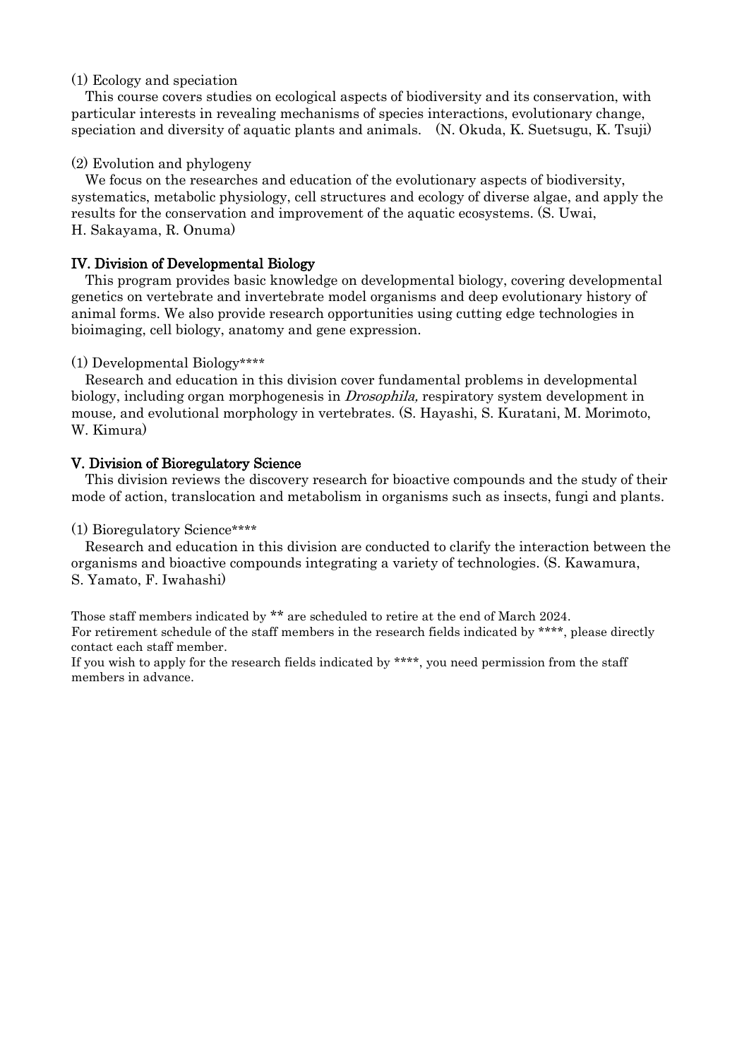(1) Ecology and speciation

This course covers studies on ecological aspects of biodiversity and its conservation, with particular interests in revealing mechanisms of species interactions, evolutionary change, speciation and diversity of aquatic plants and animals. (N. Okuda, K. Suetsugu, K. Tsuji)

(2) Evolution and phylogeny

We focus on the researches and education of the evolutionary aspects of biodiversity, systematics, metabolic physiology, cell structures and ecology of diverse algae, and apply the results for the conservation and improvement of the aquatic ecosystems. (S. Uwai, H. Sakayama, R. Onuma)

## IV. Division of Developmental Biology

This program provides basic knowledge on developmental biology, covering developmental genetics on vertebrate and invertebrate model organisms and deep evolutionary history of animal forms. We also provide research opportunities using cutting edge technologies in bioimaging, cell biology, anatomy and gene expression.

(1) Developmental Biology****

Research and education in this division cover fundamental problems in developmental biology, including organ morphogenesis in *Drosophila,* respiratory system development in mouse*,* and evolutional morphology in vertebrates. (S. Hayashi, S. Kuratani, M. Morimoto, W. Kimura)

## V. Division of Bioregulatory Science

This division reviews the discovery research for bioactive compounds and the study of their mode of action, translocation and metabolism in organisms such as insects, fungi and plants.

(1) Bioregulatory Science****

Research and education in this division are conducted to clarify the interaction between the organisms and bioactive compounds integrating a variety of technologies. (S. Kawamura, S. Yamato, F. Iwahashi)

Those staff members indicated by ** are scheduled to retire at the end of March 2024.
For retirement schedule of the staff members in the research fields indicated by ****, please directly contact each staff member.
If you wish to apply for the research fields indicated by ****, you need permission from the staff members in advance.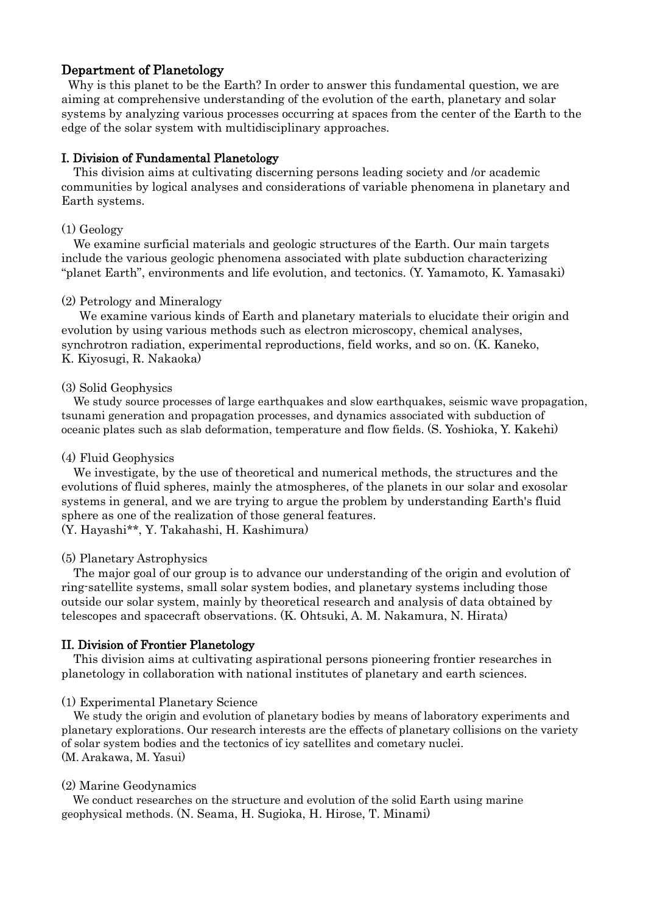## Department of Planetology

Why is this planet to be the Earth? In order to answer this fundamental question, we are aiming at comprehensive understanding of the evolution of the earth, planetary and solar systems by analyzing various processes occurring at spaces from the center of the Earth to the edge of the solar system with multidisciplinary approaches.

### I. Division of Fundamental Planetology

This division aims at cultivating discerning persons leading society and /or academic communities by logical analyses and considerations of variable phenomena in planetary and Earth systems.

(1) Geology

We examine surficial materials and geologic structures of the Earth. Our main targets include the various geologic phenomena associated with plate subduction characterizing "planet Earth", environments and life evolution, and tectonics. (Y. Yamamoto, K. Yamasaki)

(2) Petrology and Mineralogy

We examine various kinds of Earth and planetary materials to elucidate their origin and evolution by using various methods such as electron microscopy, chemical analyses, synchrotron radiation, experimental reproductions, field works, and so on. (K. Kaneko, K. Kiyosugi, R. Nakaoka)

(3) Solid Geophysics

We study source processes of large earthquakes and slow earthquakes, seismic wave propagation, tsunami generation and propagation processes, and dynamics associated with subduction of oceanic plates such as slab deformation, temperature and flow fields. (S. Yoshioka, Y. Kakehi)

(4) Fluid Geophysics

We investigate, by the use of theoretical and numerical methods, the structures and the evolutions of fluid spheres, mainly the atmospheres, of the planets in our solar and exosolar systems in general, and we are trying to argue the problem by understanding Earth's fluid sphere as one of the realization of those general features.
(Y. Hayashi**, Y. Takahashi, H. Kashimura)

(5) Planetary Astrophysics

The major goal of our group is to advance our understanding of the origin and evolution of ring-satellite systems, small solar system bodies, and planetary systems including those outside our solar system, mainly by theoretical research and analysis of data obtained by telescopes and spacecraft observations. (K. Ohtsuki, A. M. Nakamura, N. Hirata)

### II. Division of Frontier Planetology

This division aims at cultivating aspirational persons pioneering frontier researches in planetology in collaboration with national institutes of planetary and earth sciences.

(1) Experimental Planetary Science

We study the origin and evolution of planetary bodies by means of laboratory experiments and planetary explorations. Our research interests are the effects of planetary collisions on the variety of solar system bodies and the tectonics of icy satellites and cometary nuclei.
(M. Arakawa, M. Yasui)

(2) Marine Geodynamics

We conduct researches on the structure and evolution of the solid Earth using marine geophysical methods. (N. Seama, H. Sugioka, H. Hirose, T. Minami)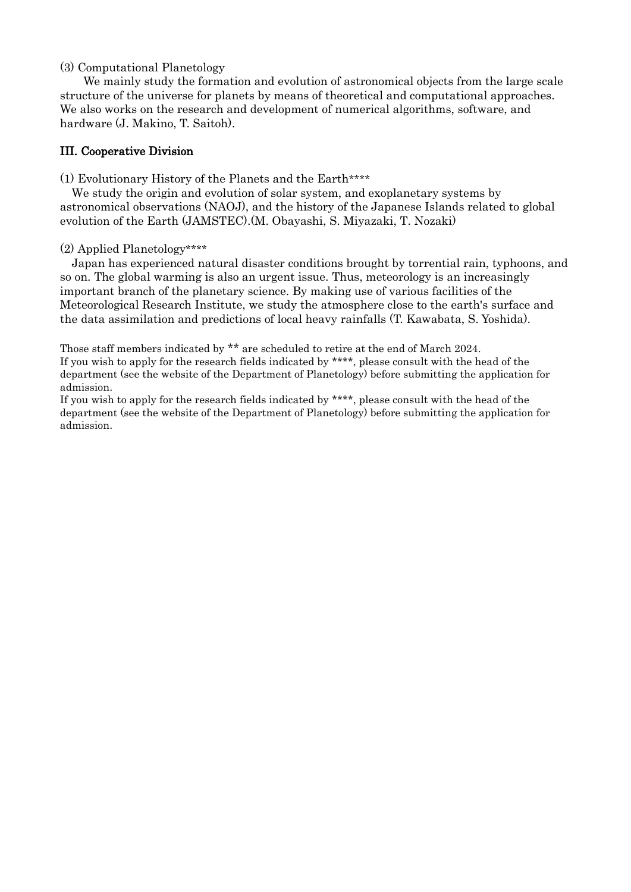(3) Computational Planetology

We mainly study the formation and evolution of astronomical objects from the large scale structure of the universe for planets by means of theoretical and computational approaches. We also works on the research and development of numerical algorithms, software, and hardware (J. Makino, T. Saitoh).

## III. Cooperative Division

(1) Evolutionary History of the Planets and the Earth****

We study the origin and evolution of solar system, and exoplanetary systems by astronomical observations (NAOJ), and the history of the Japanese Islands related to global evolution of the Earth (JAMSTEC).(M. Obayashi, S. Miyazaki, T. Nozaki)

(2) Applied Planetology****

Japan has experienced natural disaster conditions brought by torrential rain, typhoons, and so on. The global warming is also an urgent issue. Thus, meteorology is an increasingly important branch of the planetary science. By making use of various facilities of the Meteorological Research Institute, we study the atmosphere close to the earth's surface and the data assimilation and predictions of local heavy rainfalls (T. Kawabata, S. Yoshida).

Those staff members indicated by ** are scheduled to retire at the end of March 2024.
If you wish to apply for the research fields indicated by ****, please consult with the head of the department (see the website of the Department of Planetology) before submitting the application for admission.
If you wish to apply for the research fields indicated by ****, please consult with the head of the department (see the website of the Department of Planetology) before submitting the application for admission.